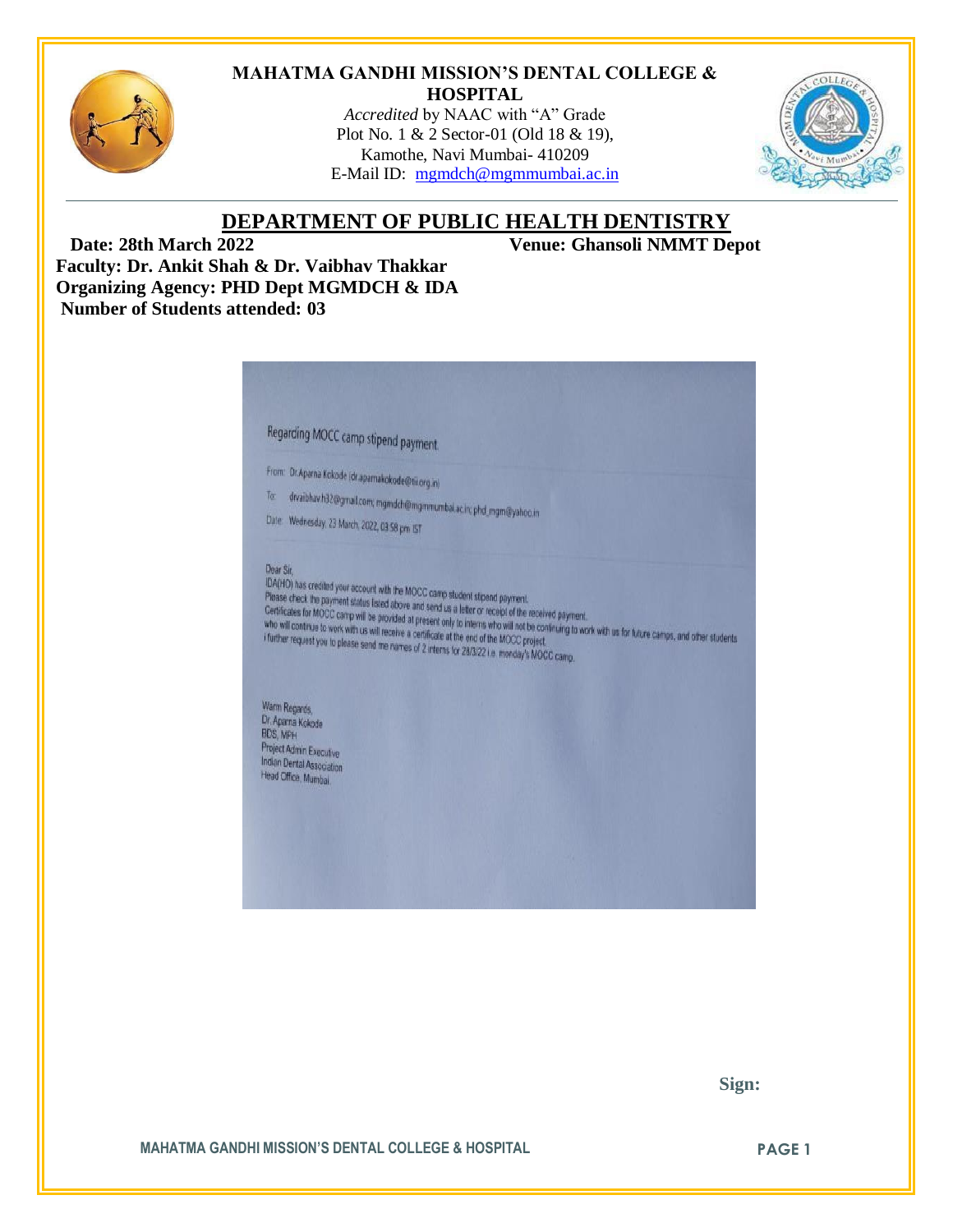**MAHATMA GANDHI MISSION'S DENTAL COLLEGE & HOSPITAL**

*Accredited* by NAAC with "A" Grade
Plot No. 1 & 2 Sector-01 (Old 18 & 19),
Kamothe, Navi Mumbai- 410209
E-Mail ID: mgmdch@mgmmumbai.ac.in

## DEPARTMENT OF PUBLIC HEALTH DENTISTRY

**Date: 28th March 2022** **Venue: Ghansoli NMMT Depot**

**Faculty: Dr. Ankit Shah & Dr. Vaibhav Thakkar**

**Organizing Agency: PHD Dept MGMDCH & IDA**

**Number of Students attended: 03**

Regarding MOCC camp stipend payment

From: Dr.Aparna Kokode (dr.aparnakokode@tii.org.in)

To: drvaibhav.h32@gmail.com; mgmdch@mgmmumbai.ac.in; phd_mgm@yahoo.in

Date: Wednesday, 23 March, 2022, 03:58 pm IST

Dear Sir,

IDA(HO) has credited your account with the MOCC camp student stipend payment.
Please check the payment status listed above and send us a letter or receipt of the received payment.
Certificates for MOCC camp will be provided at present only to interns who will not be continuing to work with us for future camps, and other students who will continue to work with us will receive a certificate at the end of the MOCC project.
I further request you to please send me names of 2 interns for 28/3/22 i.e. monday's MOCC camp.

Warm Regards,
Dr. Aparna Kokode
BDS, MPH
Project Admin Executive
Indian Dental Association
Head Office, Mumbai.

**Sign:**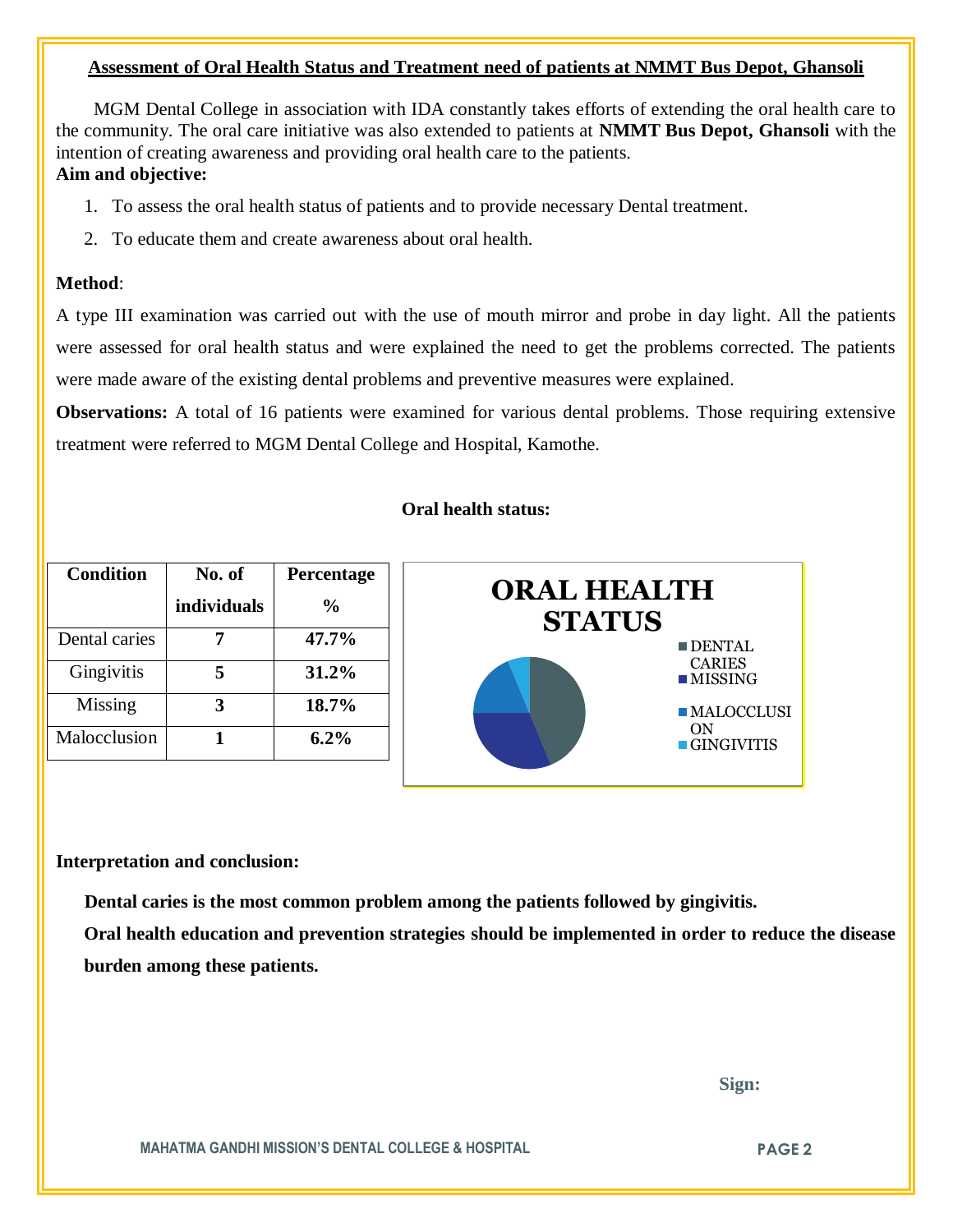## Assessment of Oral Health Status and Treatment need of patients at NMMT Bus Depot, Ghansoli

MGM Dental College in association with IDA constantly takes efforts of extending the oral health care to the community. The oral care initiative was also extended to patients at **NMMT Bus Depot, Ghansoli** with the intention of creating awareness and providing oral health care to the patients.

**Aim and objective:**

1. To assess the oral health status of patients and to provide necessary Dental treatment.
2. To educate them and create awareness about oral health.

**Method**:

A type III examination was carried out with the use of mouth mirror and probe in day light. All the patients were assessed for oral health status and were explained the need to get the problems corrected. The patients were made aware of the existing dental problems and preventive measures were explained.

**Observations:** A total of 16 patients were examined for various dental problems. Those requiring extensive treatment were referred to MGM Dental College and Hospital, Kamothe.

**Oral health status:**

| Condition | No. of individuals | Percentage % |
|---|---|---|
| Dental caries | **7** | **47.7%** |
| Gingivitis | **5** | **31.2%** |
| Missing | **3** | **18.7%** |
| Malocclusion | **1** | **6.2%** |

**ORAL HEALTH STATUS**

- DENTAL CARIES
- MISSING
- MALOCCLUSION
- GINGIVITIS

**Interpretation and conclusion:**

**Dental caries is the most common problem among the patients followed by gingivitis.**

**Oral health education and prevention strategies should be implemented in order to reduce the disease burden among these patients.**

**Sign:**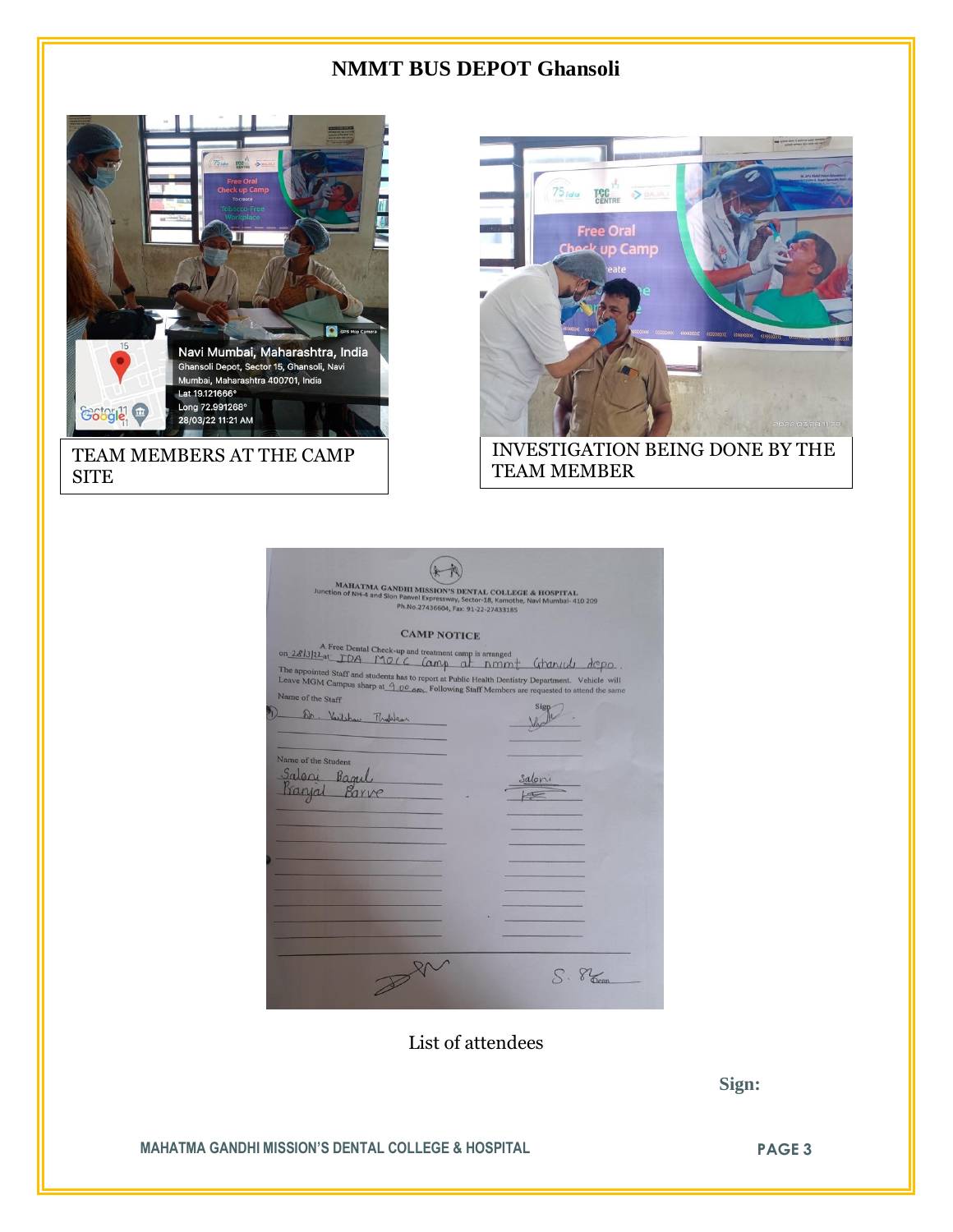## NMMT BUS DEPOT Ghansoli

TEAM MEMBERS AT THE CAMP SITE

INVESTIGATION BEING DONE BY THE TEAM MEMBER

List of attendees

**Sign:**